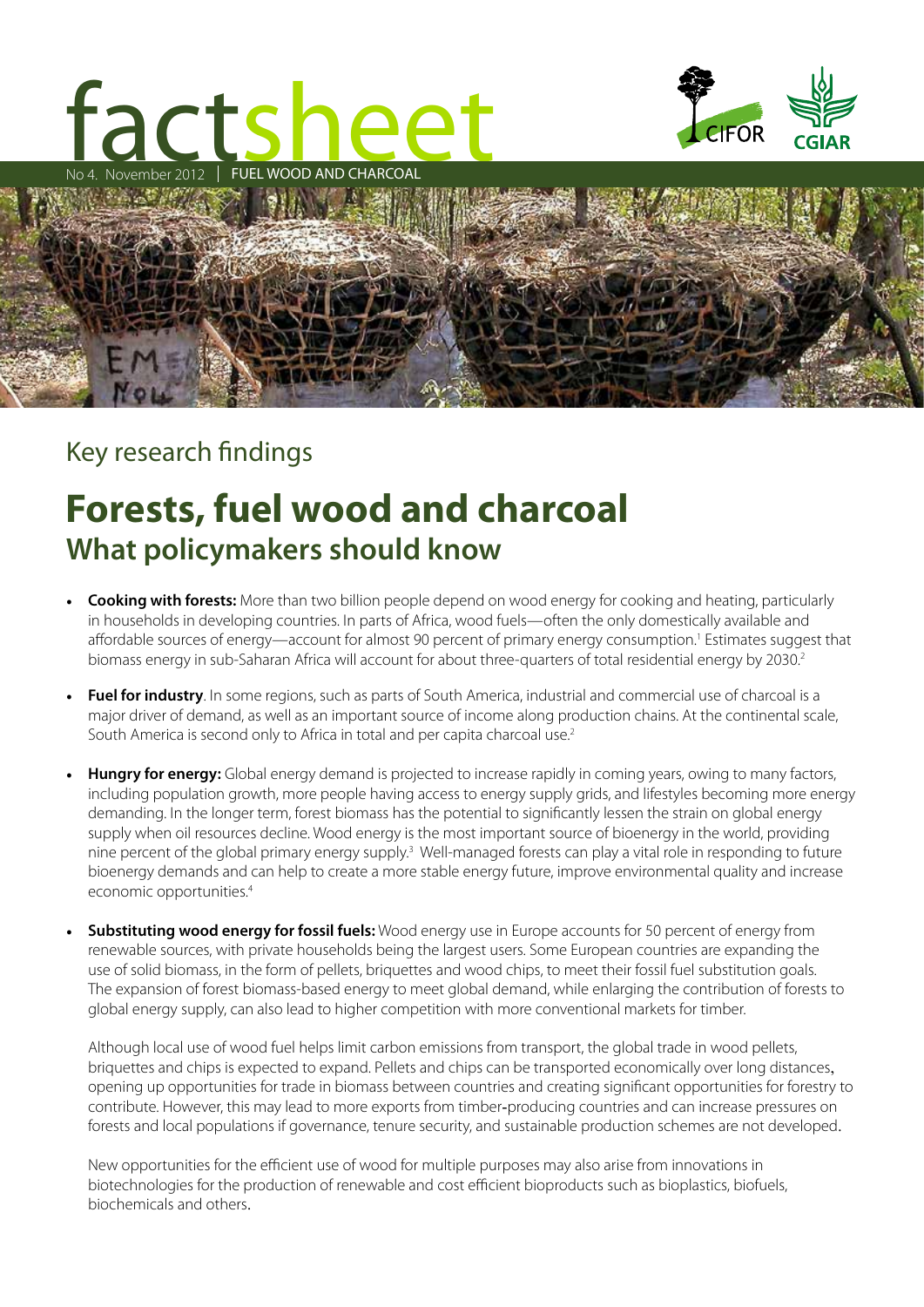# factsheet

No 4. November 2012 | FUEL WOOD AND CHARCOAL

## Key research findings

# Forests, fuel wood and charcoal

## What policymakers should know

- **Cooking with forests:** More than two billion people depend on wood energy for cooking and heating, particularly in households in developing countries. In parts of Africa, wood fuels—often the only domestically available and affordable sources of energy—account for almost 90 percent of primary energy consumption.[1] Estimates suggest that biomass energy in sub-Saharan Africa will account for about three-quarters of total residential energy by 2030.[2]

- **Fuel for industry**. In some regions, such as parts of South America, industrial and commercial use of charcoal is a major driver of demand, as well as an important source of income along production chains. At the continental scale, South America is second only to Africa in total and per capita charcoal use.[2]

- **Hungry for energy:** Global energy demand is projected to increase rapidly in coming years, owing to many factors, including population growth, more people having access to energy supply grids, and lifestyles becoming more energy demanding. In the longer term, forest biomass has the potential to significantly lessen the strain on global energy supply when oil resources decline. Wood energy is the most important source of bioenergy in the world, providing nine percent of the global primary energy supply.[3] Well-managed forests can play a vital role in responding to future bioenergy demands and can help to create a more stable energy future, improve environmental quality and increase economic opportunities.[4]

- **Substituting wood energy for fossil fuels:** Wood energy use in Europe accounts for 50 percent of energy from renewable sources, with private households being the largest users. Some European countries are expanding the use of solid biomass, in the form of pellets, briquettes and wood chips, to meet their fossil fuel substitution goals. The expansion of forest biomass-based energy to meet global demand, while enlarging the contribution of forests to global energy supply, can also lead to higher competition with more conventional markets for timber.

  Although local use of wood fuel helps limit carbon emissions from transport, the global trade in wood pellets, briquettes and chips is expected to expand. Pellets and chips can be transported economically over long distances, opening up opportunities for trade in biomass between countries and creating significant opportunities for forestry to contribute. However, this may lead to more exports from timber-producing countries and can increase pressures on forests and local populations if governance, tenure security, and sustainable production schemes are not developed.

  New opportunities for the efficient use of wood for multiple purposes may also arise from innovations in biotechnologies for the production of renewable and cost efficient bioproducts such as bioplastics, biofuels, biochemicals and others.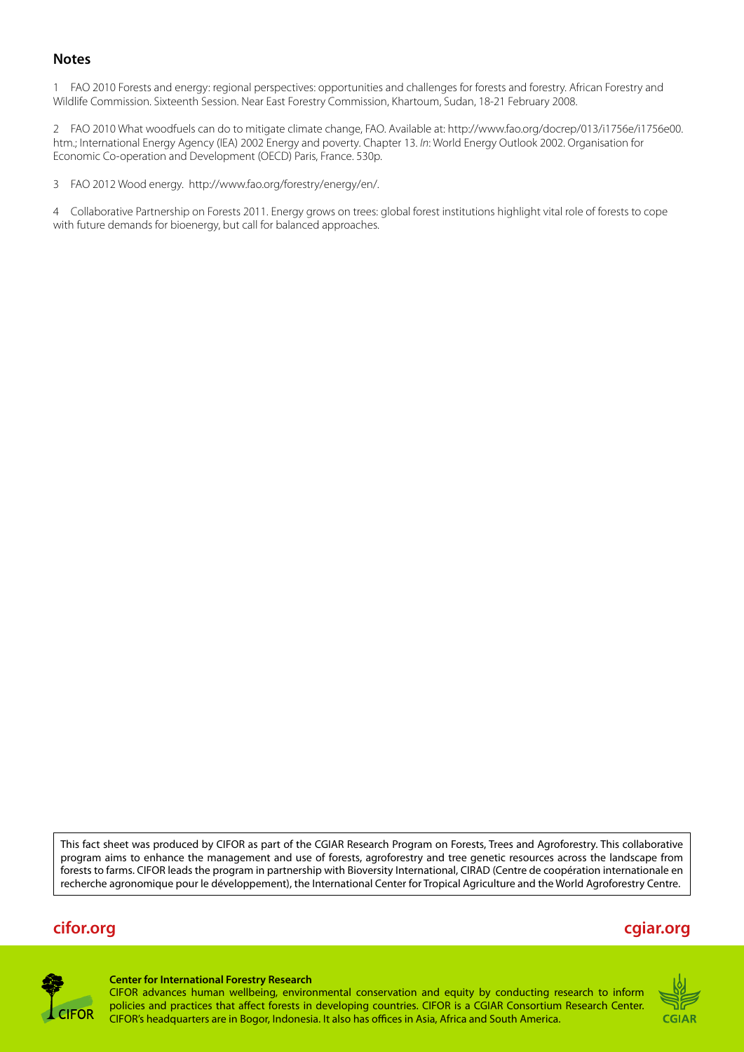## Notes

1 FAO 2010 Forests and energy: regional perspectives: opportunities and challenges for forests and forestry. African Forestry and Wildlife Commission. Sixteenth Session. Near East Forestry Commission, Khartoum, Sudan, 18-21 February 2008.

2 FAO 2010 What woodfuels can do to mitigate climate change, FAO. Available at: http://www.fao.org/docrep/013/i1756e/i1756e00.htm.; International Energy Agency (IEA) 2002 Energy and poverty. Chapter 13. *In*: World Energy Outlook 2002. Organisation for Economic Co-operation and Development (OECD) Paris, France. 530p.

3 FAO 2012 Wood energy. http://www.fao.org/forestry/energy/en/.

4 Collaborative Partnership on Forests 2011. Energy grows on trees: global forest institutions highlight vital role of forests to cope with future demands for bioenergy, but call for balanced approaches.

This fact sheet was produced by CIFOR as part of the CGIAR Research Program on Forests, Trees and Agroforestry. This collaborative program aims to enhance the management and use of forests, agroforestry and tree genetic resources across the landscape from forests to farms. CIFOR leads the program in partnership with Bioversity International, CIRAD (Centre de coopération internationale en recherche agronomique pour le développement), the International Center for Tropical Agriculture and the World Agroforestry Centre.

**cifor.org**

**cgiar.org**

**Center for International Forestry Research**

CIFOR advances human wellbeing, environmental conservation and equity by conducting research to inform policies and practices that affect forests in developing countries. CIFOR is a CGIAR Consortium Research Center. CIFOR's headquarters are in Bogor, Indonesia. It also has offices in Asia, Africa and South America.